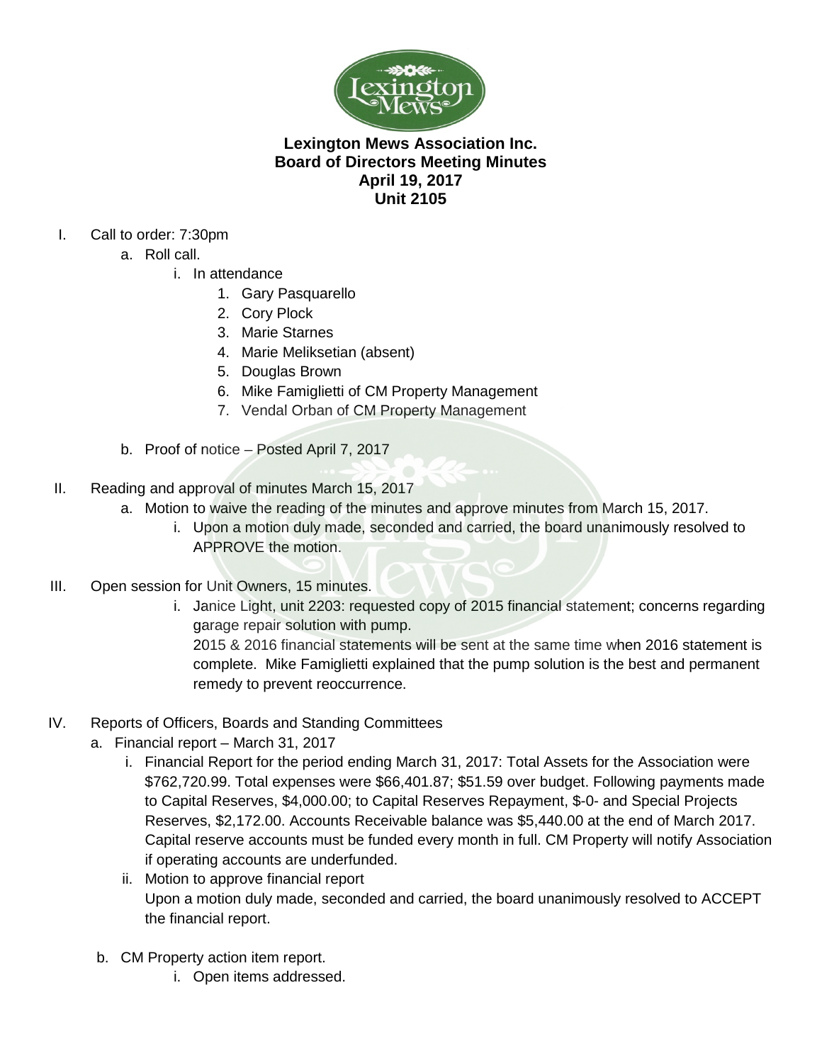# Lexington Mews Association Inc.
## Board of Directors Meeting Minutes
## April 19, 2017
## Unit 2105

I. Call to order: 7:30pm
   a. Roll call.
      i. In attendance
         1. Gary Pasquarello
         2. Cory Plock
         3. Marie Starnes
         4. Marie Meliksetian (absent)
         5. Douglas Brown
         6. Mike Famiglietti of CM Property Management
         7. Vendal Orban of CM Property Management
   b. Proof of notice – Posted April 7, 2017

II. Reading and approval of minutes March 15, 2017
   a. Motion to waive the reading of the minutes and approve minutes from March 15, 2017.
      i. Upon a motion duly made, seconded and carried, the board unanimously resolved to APPROVE the motion.

III. Open session for Unit Owners, 15 minutes.
      i. Janice Light, unit 2203: requested copy of 2015 financial statement; concerns regarding garage repair solution with pump.
         2015 & 2016 financial statements will be sent at the same time when 2016 statement is complete. Mike Famiglietti explained that the pump solution is the best and permanent remedy to prevent reoccurrence.

IV. Reports of Officers, Boards and Standing Committees
   a. Financial report – March 31, 2017
      i. Financial Report for the period ending March 31, 2017: Total Assets for the Association were $762,720.99. Total expenses were $66,401.87; $51.59 over budget. Following payments made to Capital Reserves, $4,000.00; to Capital Reserves Repayment, $-0- and Special Projects Reserves, $2,172.00. Accounts Receivable balance was $5,440.00 at the end of March 2017. Capital reserve accounts must be funded every month in full. CM Property will notify Association if operating accounts are underfunded.
      ii. Motion to approve financial report
          Upon a motion duly made, seconded and carried, the board unanimously resolved to ACCEPT the financial report.
   b. CM Property action item report.
      i. Open items addressed.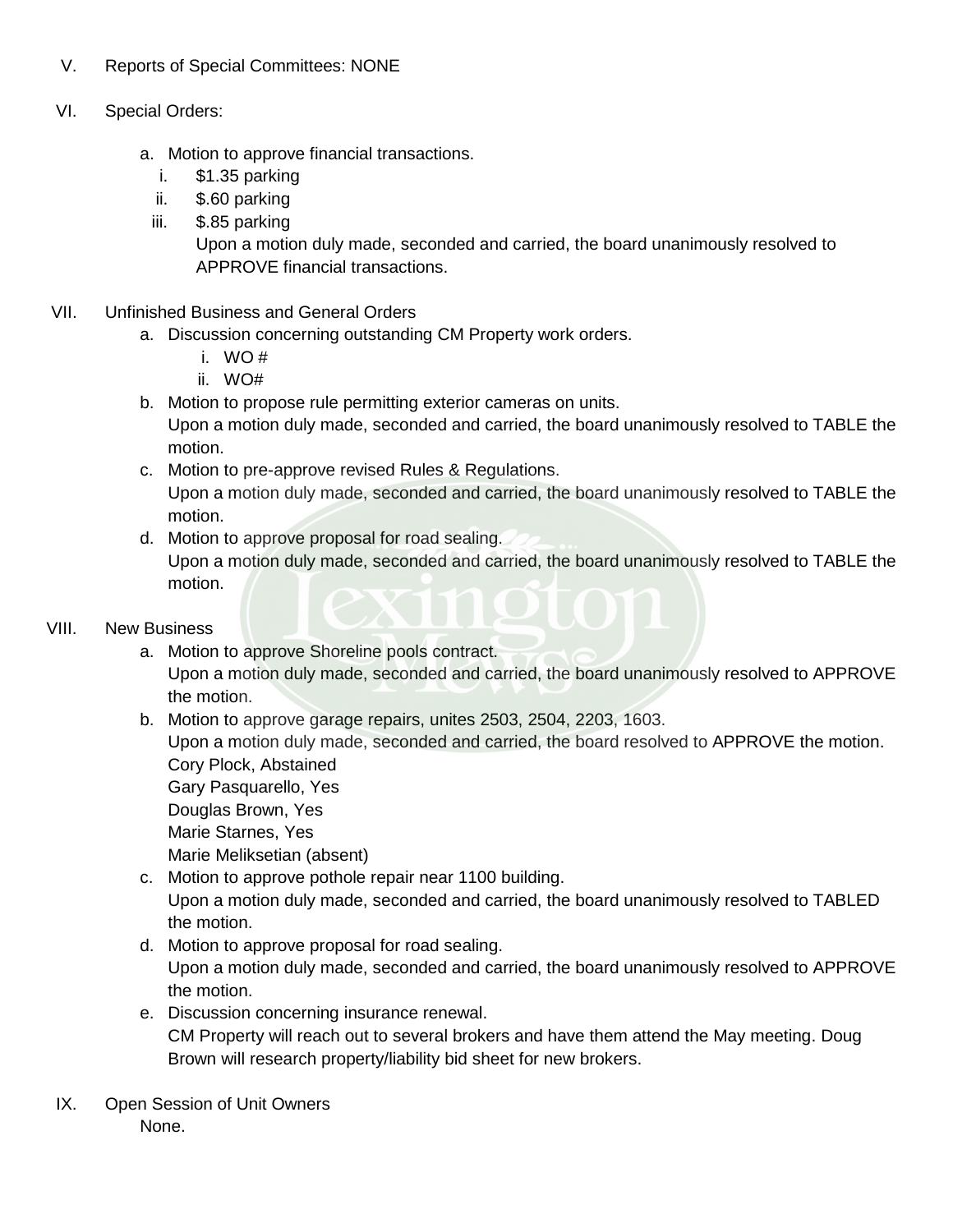V. Reports of Special Committees: NONE

VI. Special Orders:

  a. Motion to approve financial transactions.
    i. $1.35 parking
    ii. $.60 parking
    iii. $.85 parking

    Upon a motion duly made, seconded and carried, the board unanimously resolved to APPROVE financial transactions.

VII. Unfinished Business and General Orders

  a. Discussion concerning outstanding CM Property work orders.
    i. WO #
    ii. WO#
  b. Motion to propose rule permitting exterior cameras on units.
    Upon a motion duly made, seconded and carried, the board unanimously resolved to TABLE the motion.
  c. Motion to pre-approve revised Rules & Regulations.
    Upon a motion duly made, seconded and carried, the board unanimously resolved to TABLE the motion.
  d. Motion to approve proposal for road sealing.
    Upon a motion duly made, seconded and carried, the board unanimously resolved to TABLE the motion.

VIII. New Business

  a. Motion to approve Shoreline pools contract.
    Upon a motion duly made, seconded and carried, the board unanimously resolved to APPROVE the motion.
  b. Motion to approve garage repairs, unites 2503, 2504, 2203, 1603.
    Upon a motion duly made, seconded and carried, the board resolved to APPROVE the motion.
    Cory Plock, Abstained
    Gary Pasquarello, Yes
    Douglas Brown, Yes
    Marie Starnes, Yes
    Marie Meliksetian (absent)
  c. Motion to approve pothole repair near 1100 building.
    Upon a motion duly made, seconded and carried, the board unanimously resolved to TABLED the motion.
  d. Motion to approve proposal for road sealing.
    Upon a motion duly made, seconded and carried, the board unanimously resolved to APPROVE the motion.
  e. Discussion concerning insurance renewal.
    CM Property will reach out to several brokers and have them attend the May meeting. Doug Brown will research property/liability bid sheet for new brokers.

IX. Open Session of Unit Owners

  None.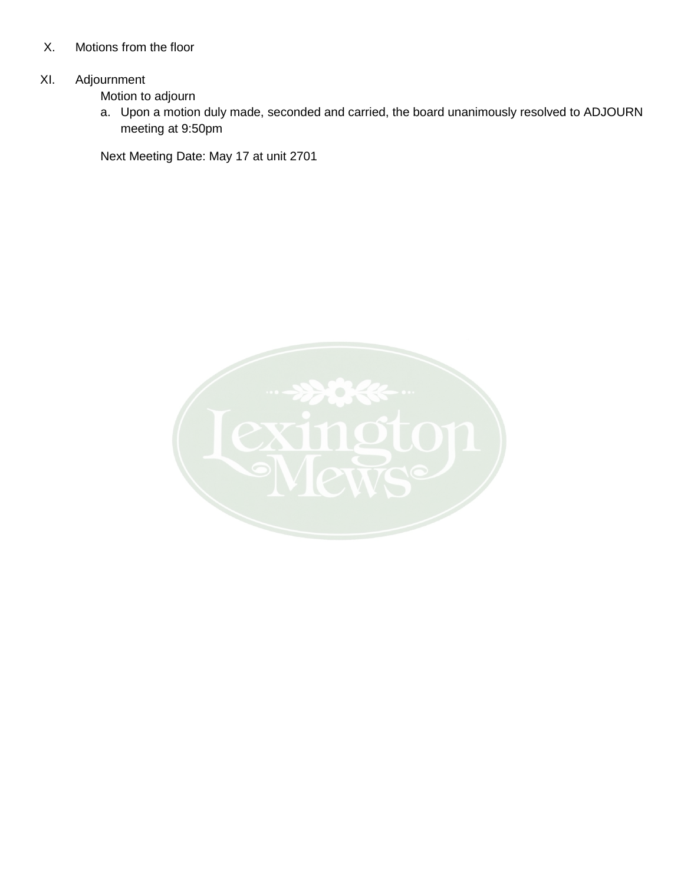X. Motions from the floor

XI. Adjournment

Motion to adjourn

a. Upon a motion duly made, seconded and carried, the board unanimously resolved to ADJOURN meeting at 9:50pm

Next Meeting Date: May 17 at unit 2701